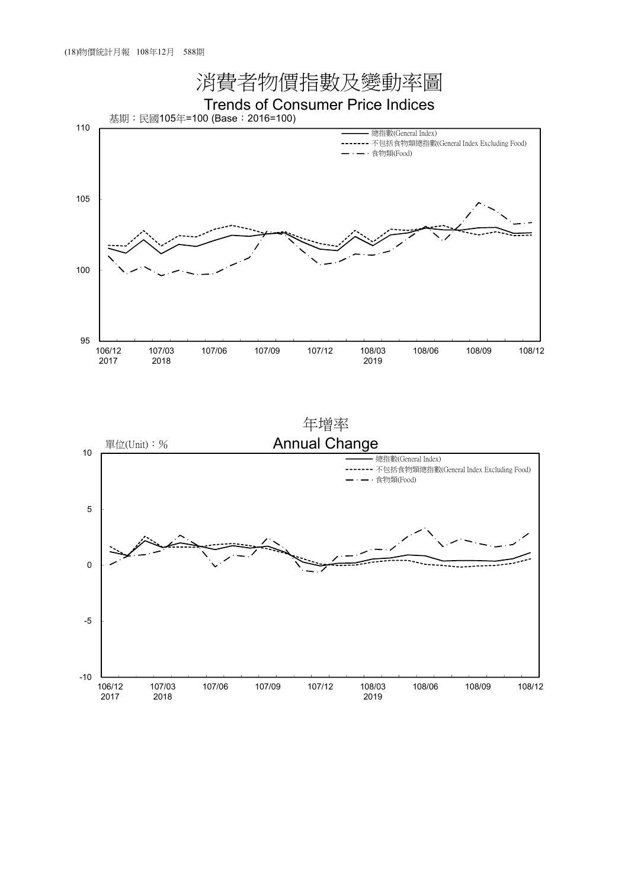# 消費者物價指數及變動率圖

## Trends of Consumer Price Indices

基期：民國105年=100 (Base：2016=100)

- 總指數(General Index)
- 不包括食物類總指數(General Index Excluding Food)
- 食物類(Food)

## 年增率

## Annual Change

單位(Unit)：%

- 總指數(General Index)
- 不包括食物類總指數(General Index Excluding Food)
- 食物類(Food)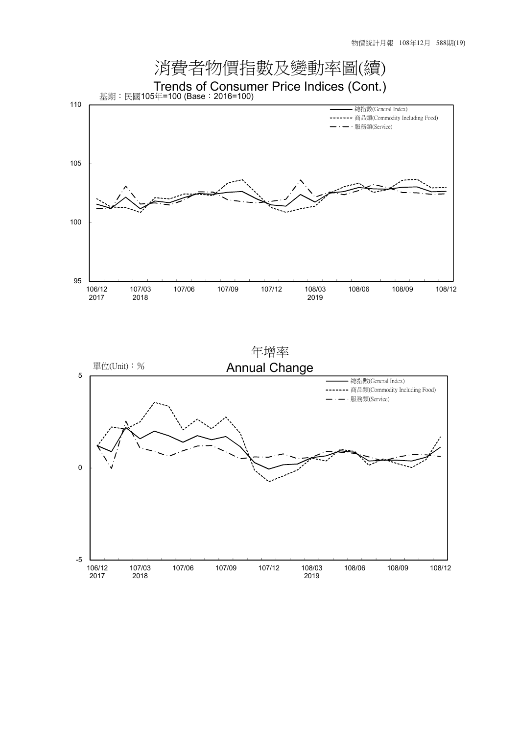# 消費者物價指數及變動率圖(續)

## Trends of Consumer Price Indices (Cont.)

基期：民國105年=100 (Base：2016=100)

總指數(General Index)
商品類(Commodity Including Food)
服務類(Service)

110
105
100
95

106/12 2017 | 107/03 2018 | 107/06 | 107/09 | 107/12 | 108/03 2019 | 108/06 | 108/09 | 108/12

## 年增率

## Annual Change

單位(Unit)：%

總指數(General Index)
商品類(Commodity Including Food)
服務類(Service)

5
0
-5

106/12 2017 | 107/03 2018 | 107/06 | 107/09 | 107/12 | 108/03 2019 | 108/06 | 108/09 | 108/12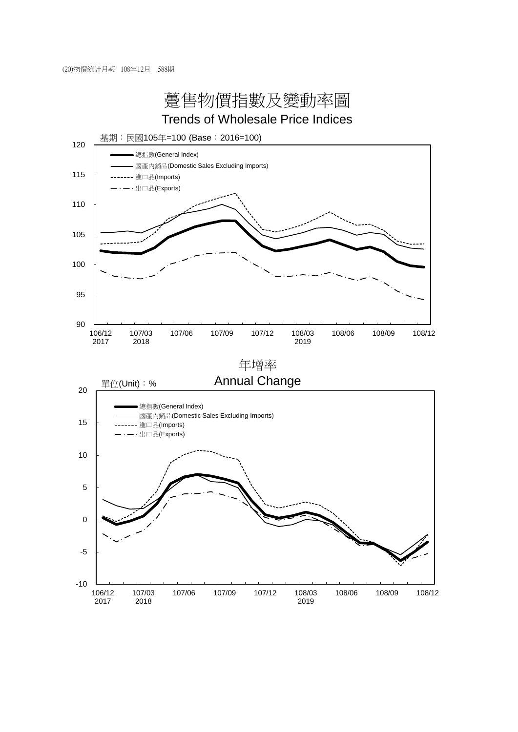# 躉售物價指數及變動率圖

## Trends of Wholesale Price Indices

基期：民國105年=100 (Base：2016=100)

總指數(General Index)
國產內銷品(Domestic Sales Excluding Imports)
進口品(Imports)
出口品(Exports)

120
115
110
105
100
95
90

106/12 2017
107/03 2018
107/06
107/09
107/12
108/03 2019
108/06
108/09
108/12

## 年增率

## Annual Change

單位(Unit)：%

總指數(General Index)
國產內銷品(Domestic Sales Excluding Imports)
進口品(Imports)
出口品(Exports)

20
15
10
5
0
-5
-10

106/12 2017
107/03 2018
107/06
107/09
107/12
108/03 2019
108/06
108/09
108/12